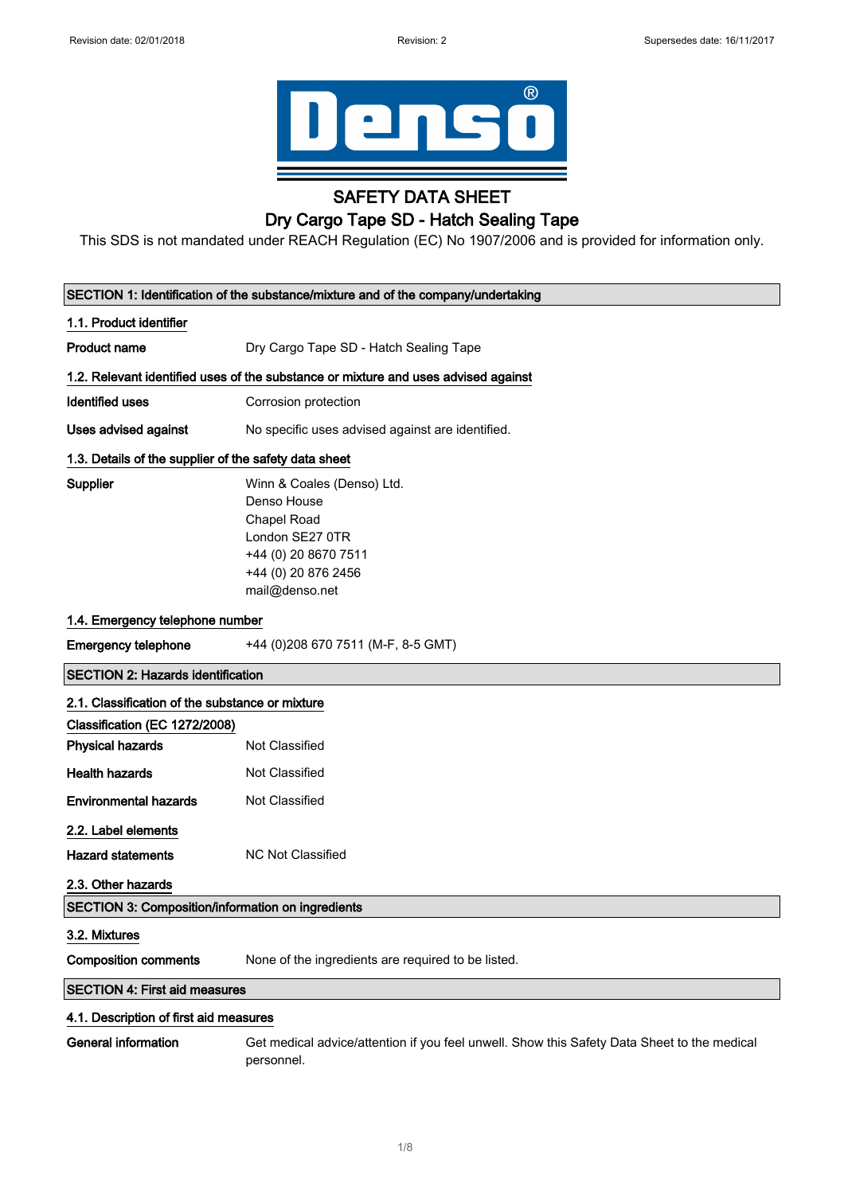# SAFETY DATA SHEET

## Dry Cargo Tape SD - Hatch Sealing Tape

This SDS is not mandated under REACH Regulation (EC) No 1907/2006 and is provided for information only.

## SECTION 1: Identification of the substance/mixture and of the company/undertaking

### 1.1. Product identifier

**Product name** Dry Cargo Tape SD - Hatch Sealing Tape

### 1.2. Relevant identified uses of the substance or mixture and uses advised against

**Identified uses** Corrosion protection

**Uses advised against** No specific uses advised against are identified.

### 1.3. Details of the supplier of the safety data sheet

**Supplier**
Winn & Coales (Denso) Ltd.
Denso House
Chapel Road
London SE27 0TR
+44 (0) 20 8670 7511
+44 (0) 20 876 2456
mail@denso.net

### 1.4. Emergency telephone number

**Emergency telephone** +44 (0)208 670 7511 (M-F, 8-5 GMT)

## SECTION 2: Hazards identification

### 2.1. Classification of the substance or mixture

**Classification (EC 1272/2008)**

**Physical hazards** Not Classified

**Health hazards** Not Classified

**Environmental hazards** Not Classified

### 2.2. Label elements

**Hazard statements** NC Not Classified

### 2.3. Other hazards

## SECTION 3: Composition/information on ingredients

### 3.2. Mixtures

**Composition comments** None of the ingredients are required to be listed.

## SECTION 4: First aid measures

### 4.1. Description of first aid measures

**General information** Get medical advice/attention if you feel unwell. Show this Safety Data Sheet to the medical personnel.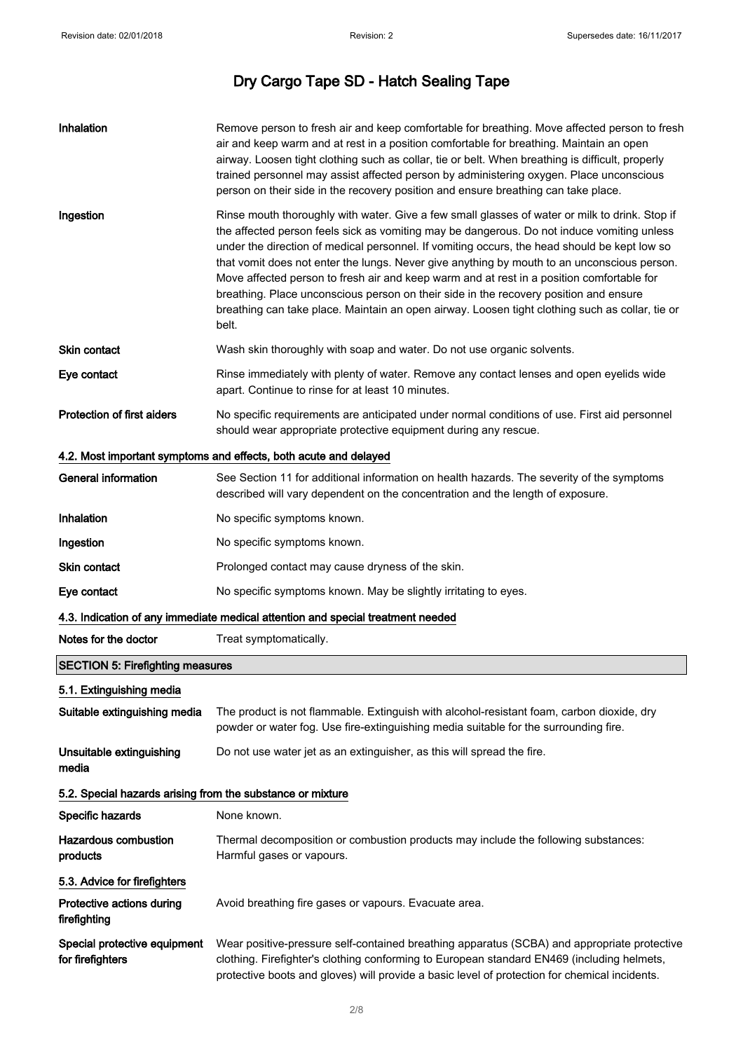| | |
|---|---|
| **Inhalation** | Remove person to fresh air and keep comfortable for breathing. Move affected person to fresh air and keep warm and at rest in a position comfortable for breathing. Maintain an open airway. Loosen tight clothing such as collar, tie or belt. When breathing is difficult, properly trained personnel may assist affected person by administering oxygen. Place unconscious person on their side in the recovery position and ensure breathing can take place. |
| **Ingestion** | Rinse mouth thoroughly with water. Give a few small glasses of water or milk to drink. Stop if the affected person feels sick as vomiting may be dangerous. Do not induce vomiting unless under the direction of medical personnel. If vomiting occurs, the head should be kept low so that vomit does not enter the lungs. Never give anything by mouth to an unconscious person. Move affected person to fresh air and keep warm and at rest in a position comfortable for breathing. Place unconscious person on their side in the recovery position and ensure breathing can take place. Maintain an open airway. Loosen tight clothing such as collar, tie or belt. |
| **Skin contact** | Wash skin thoroughly with soap and water. Do not use organic solvents. |
| **Eye contact** | Rinse immediately with plenty of water. Remove any contact lenses and open eyelids wide apart. Continue to rinse for at least 10 minutes. |
| **Protection of first aiders** | No specific requirements are anticipated under normal conditions of use. First aid personnel should wear appropriate protective equipment during any rescue. |

### 4.2. Most important symptoms and effects, both acute and delayed

| | |
|---|---|
| **General information** | See Section 11 for additional information on health hazards. The severity of the symptoms described will vary dependent on the concentration and the length of exposure. |
| **Inhalation** | No specific symptoms known. |
| **Ingestion** | No specific symptoms known. |
| **Skin contact** | Prolonged contact may cause dryness of the skin. |
| **Eye contact** | No specific symptoms known. May be slightly irritating to eyes. |

### 4.3. Indication of any immediate medical attention and special treatment needed

| | |
|---|---|
| **Notes for the doctor** | Treat symptomatically. |

## SECTION 5: Firefighting measures

### 5.1. Extinguishing media

| | |
|---|---|
| **Suitable extinguishing media** | The product is not flammable. Extinguish with alcohol-resistant foam, carbon dioxide, dry powder or water fog. Use fire-extinguishing media suitable for the surrounding fire. |
| **Unsuitable extinguishing media** | Do not use water jet as an extinguisher, as this will spread the fire. |

### 5.2. Special hazards arising from the substance or mixture

| | |
|---|---|
| **Specific hazards** | None known. |
| **Hazardous combustion products** | Thermal decomposition or combustion products may include the following substances: Harmful gases or vapours. |

### 5.3. Advice for firefighters

| | |
|---|---|
| **Protective actions during firefighting** | Avoid breathing fire gases or vapours. Evacuate area. |
| **Special protective equipment for firefighters** | Wear positive-pressure self-contained breathing apparatus (SCBA) and appropriate protective clothing. Firefighter's clothing conforming to European standard EN469 (including helmets, protective boots and gloves) will provide a basic level of protection for chemical incidents. |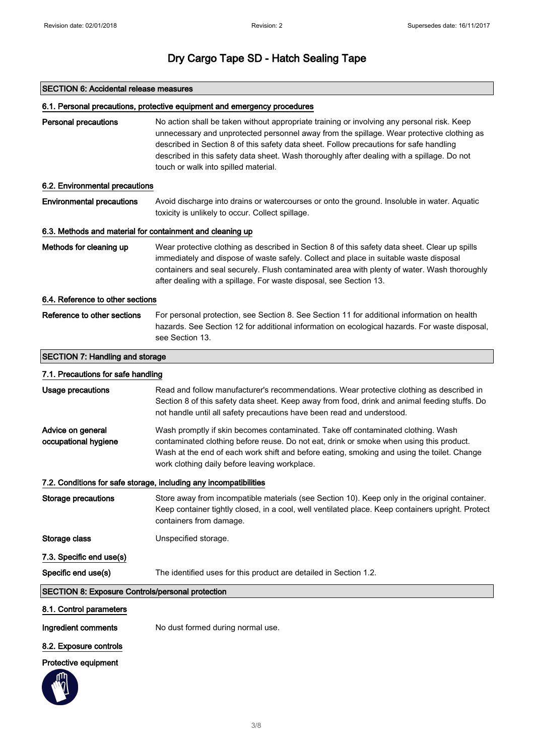# Dry Cargo Tape SD - Hatch Sealing Tape

## SECTION 6: Accidental release measures

### 6.1. Personal precautions, protective equipment and emergency procedures

**Personal precautions**

No action shall be taken without appropriate training or involving any personal risk. Keep unnecessary and unprotected personnel away from the spillage. Wear protective clothing as described in Section 8 of this safety data sheet. Follow precautions for safe handling described in this safety data sheet. Wash thoroughly after dealing with a spillage. Do not touch or walk into spilled material.

### 6.2. Environmental precautions

**Environmental precautions**

Avoid discharge into drains or watercourses or onto the ground. Insoluble in water. Aquatic toxicity is unlikely to occur. Collect spillage.

### 6.3. Methods and material for containment and cleaning up

**Methods for cleaning up**

Wear protective clothing as described in Section 8 of this safety data sheet. Clear up spills immediately and dispose of waste safely. Collect and place in suitable waste disposal containers and seal securely. Flush contaminated area with plenty of water. Wash thoroughly after dealing with a spillage. For waste disposal, see Section 13.

### 6.4. Reference to other sections

**Reference to other sections**

For personal protection, see Section 8. See Section 11 for additional information on health hazards. See Section 12 for additional information on ecological hazards. For waste disposal, see Section 13.

## SECTION 7: Handling and storage

### 7.1. Precautions for safe handling

**Usage precautions**

Read and follow manufacturer's recommendations. Wear protective clothing as described in Section 8 of this safety data sheet. Keep away from food, drink and animal feeding stuffs. Do not handle until all safety precautions have been read and understood.

**Advice on general occupational hygiene**

Wash promptly if skin becomes contaminated. Take off contaminated clothing. Wash contaminated clothing before reuse. Do not eat, drink or smoke when using this product. Wash at the end of each work shift and before eating, smoking and using the toilet. Change work clothing daily before leaving workplace.

### 7.2. Conditions for safe storage, including any incompatibilities

**Storage precautions**

Store away from incompatible materials (see Section 10). Keep only in the original container. Keep container tightly closed, in a cool, well ventilated place. Keep containers upright. Protect containers from damage.

**Storage class**

Unspecified storage.

### 7.3. Specific end use(s)

**Specific end use(s)**

The identified uses for this product are detailed in Section 1.2.

## SECTION 8: Exposure Controls/personal protection

### 8.1. Control parameters

**Ingredient comments**

No dust formed during normal use.

### 8.2. Exposure controls

**Protective equipment**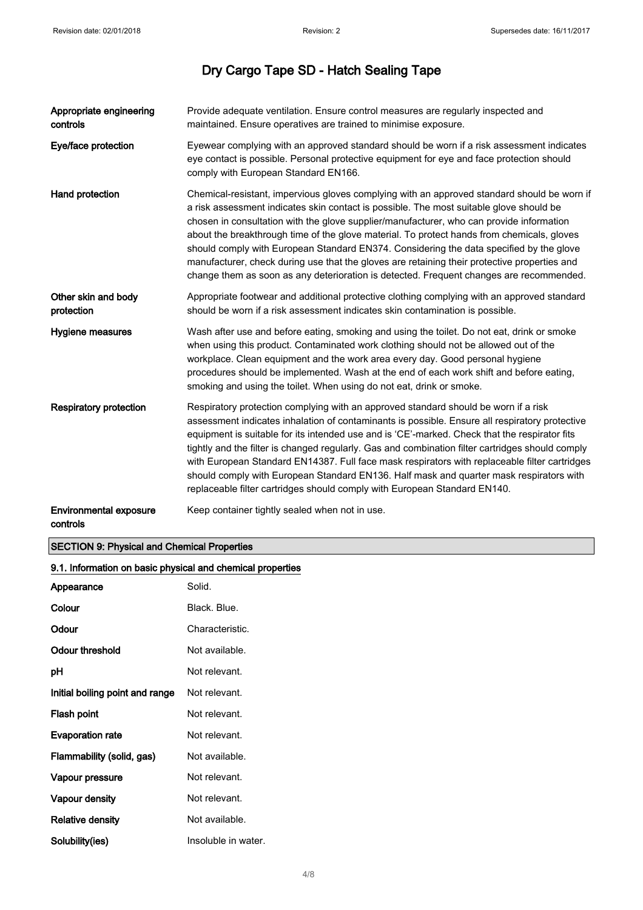| | |
|---|---|
| **Appropriate engineering controls** | Provide adequate ventilation. Ensure control measures are regularly inspected and maintained. Ensure operatives are trained to minimise exposure. |
| **Eye/face protection** | Eyewear complying with an approved standard should be worn if a risk assessment indicates eye contact is possible. Personal protective equipment for eye and face protection should comply with European Standard EN166. |
| **Hand protection** | Chemical-resistant, impervious gloves complying with an approved standard should be worn if a risk assessment indicates skin contact is possible. The most suitable glove should be chosen in consultation with the glove supplier/manufacturer, who can provide information about the breakthrough time of the glove material. To protect hands from chemicals, gloves should comply with European Standard EN374. Considering the data specified by the glove manufacturer, check during use that the gloves are retaining their protective properties and change them as soon as any deterioration is detected. Frequent changes are recommended. |
| **Other skin and body protection** | Appropriate footwear and additional protective clothing complying with an approved standard should be worn if a risk assessment indicates skin contamination is possible. |
| **Hygiene measures** | Wash after use and before eating, smoking and using the toilet. Do not eat, drink or smoke when using this product. Contaminated work clothing should not be allowed out of the workplace. Clean equipment and the work area every day. Good personal hygiene procedures should be implemented. Wash at the end of each work shift and before eating, smoking and using the toilet. When using do not eat, drink or smoke. |
| **Respiratory protection** | Respiratory protection complying with an approved standard should be worn if a risk assessment indicates inhalation of contaminants is possible. Ensure all respiratory protective equipment is suitable for its intended use and is 'CE'-marked. Check that the respirator fits tightly and the filter is changed regularly. Gas and combination filter cartridges should comply with European Standard EN14387. Full face mask respirators with replaceable filter cartridges should comply with European Standard EN136. Half mask and quarter mask respirators with replaceable filter cartridges should comply with European Standard EN140. |
| **Environmental exposure controls** | Keep container tightly sealed when not in use. |

## SECTION 9: Physical and Chemical Properties

### 9.1. Information on basic physical and chemical properties

| | |
|---|---|
| **Appearance** | Solid. |
| **Colour** | Black. Blue. |
| **Odour** | Characteristic. |
| **Odour threshold** | Not available. |
| **pH** | Not relevant. |
| **Initial boiling point and range** | Not relevant. |
| **Flash point** | Not relevant. |
| **Evaporation rate** | Not relevant. |
| **Flammability (solid, gas)** | Not available. |
| **Vapour pressure** | Not relevant. |
| **Vapour density** | Not relevant. |
| **Relative density** | Not available. |
| **Solubility(ies)** | Insoluble in water. |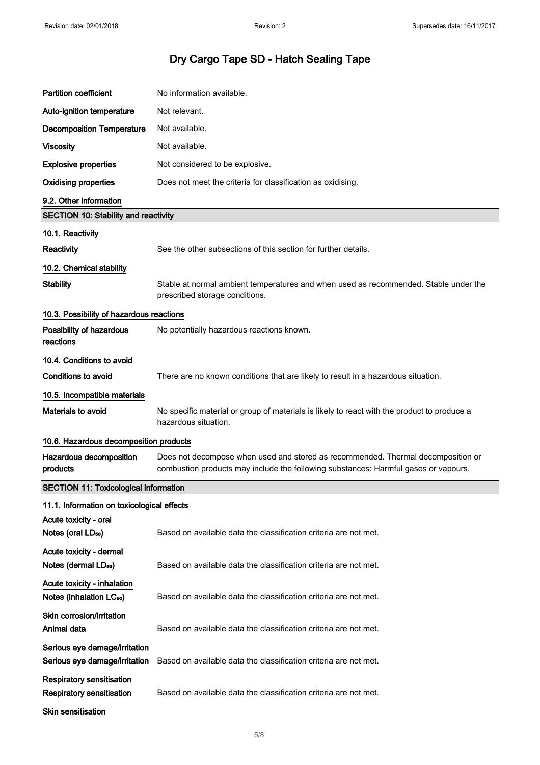| | |
|---|---|
| **Partition coefficient** | No information available. |
| **Auto-ignition temperature** | Not relevant. |
| **Decomposition Temperature** | Not available. |
| **Viscosity** | Not available. |
| **Explosive properties** | Not considered to be explosive. |
| **Oxidising properties** | Does not meet the criteria for classification as oxidising. |

### 9.2. Other information

## SECTION 10: Stability and reactivity

### 10.1. Reactivity

| | |
|---|---|
| **Reactivity** | See the other subsections of this section for further details. |

### 10.2. Chemical stability

| | |
|---|---|
| **Stability** | Stable at normal ambient temperatures and when used as recommended. Stable under the prescribed storage conditions. |

### 10.3. Possibility of hazardous reactions

| | |
|---|---|
| **Possibility of hazardous reactions** | No potentially hazardous reactions known. |

### 10.4. Conditions to avoid

| | |
|---|---|
| **Conditions to avoid** | There are no known conditions that are likely to result in a hazardous situation. |

### 10.5. Incompatible materials

| | |
|---|---|
| **Materials to avoid** | No specific material or group of materials is likely to react with the product to produce a hazardous situation. |

### 10.6. Hazardous decomposition products

| | |
|---|---|
| **Hazardous decomposition products** | Does not decompose when used and stored as recommended. Thermal decomposition or combustion products may include the following substances: Harmful gases or vapours. |

## SECTION 11: Toxicological information

### 11.1. Information on toxicological effects

**Acute toxicity - oral**

| | |
|---|---|
| **Notes (oral $LD_{50}$)** | Based on available data the classification criteria are not met. |

**Acute toxicity - dermal**

| | |
|---|---|
| **Notes (dermal $LD_{50}$)** | Based on available data the classification criteria are not met. |

**Acute toxicity - inhalation**

| | |
|---|---|
| **Notes (inhalation $LC_{50}$)** | Based on available data the classification criteria are not met. |

**Skin corrosion/irritation**

| | |
|---|---|
| **Animal data** | Based on available data the classification criteria are not met. |

**Serious eye damage/irritation**

| | |
|---|---|
| **Serious eye damage/irritation** | Based on available data the classification criteria are not met. |

**Respiratory sensitisation**

| | |
|---|---|
| **Respiratory sensitisation** | Based on available data the classification criteria are not met. |

**Skin sensitisation**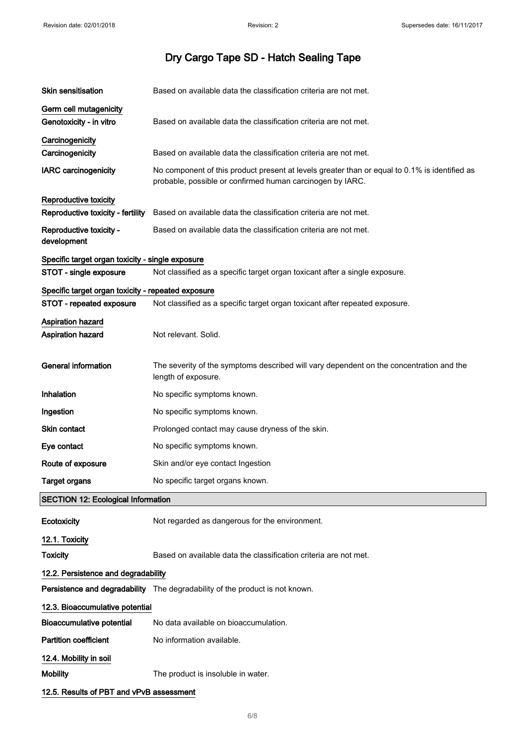# Dry Cargo Tape SD - Hatch Sealing Tape

| | |
|---|---|
| **Skin sensitisation** | Based on available data the classification criteria are not met. |
| **Germ cell mutagenicity** | |
| **Genotoxicity - in vitro** | Based on available data the classification criteria are not met. |
| **Carcinogenicity** | |
| **Carcinogenicity** | Based on available data the classification criteria are not met. |
| **IARC carcinogenicity** | No component of this product present at levels greater than or equal to 0.1% is identified as probable, possible or confirmed human carcinogen by IARC. |
| **Reproductive toxicity** | |
| **Reproductive toxicity - fertility** | Based on available data the classification criteria are not met. |
| **Reproductive toxicity - development** | Based on available data the classification criteria are not met. |
| **Specific target organ toxicity - single exposure** | |
| **STOT - single exposure** | Not classified as a specific target organ toxicant after a single exposure. |
| **Specific target organ toxicity - repeated exposure** | |
| **STOT - repeated exposure** | Not classified as a specific target organ toxicant after repeated exposure. |
| **Aspiration hazard** | |
| **Aspiration hazard** | Not relevant. Solid. |
| **General information** | The severity of the symptoms described will vary dependent on the concentration and the length of exposure. |
| **Inhalation** | No specific symptoms known. |
| **Ingestion** | No specific symptoms known. |
| **Skin contact** | Prolonged contact may cause dryness of the skin. |
| **Eye contact** | No specific symptoms known. |
| **Route of exposure** | Skin and/or eye contact Ingestion |
| **Target organs** | No specific target organs known. |

## SECTION 12: Ecological Information

| | |
|---|---|
| **Ecotoxicity** | Not regarded as dangerous for the environment. |
| **12.1. Toxicity** | |
| **Toxicity** | Based on available data the classification criteria are not met. |
| **12.2. Persistence and degradability** | |
| **Persistence and degradability** | The degradability of the product is not known. |
| **12.3. Bioaccumulative potential** | |
| **Bioaccumulative potential** | No data available on bioaccumulation. |
| **Partition coefficient** | No information available. |
| **12.4. Mobility in soil** | |
| **Mobility** | The product is insoluble in water. |

**12.5. Results of PBT and vPvB assessment**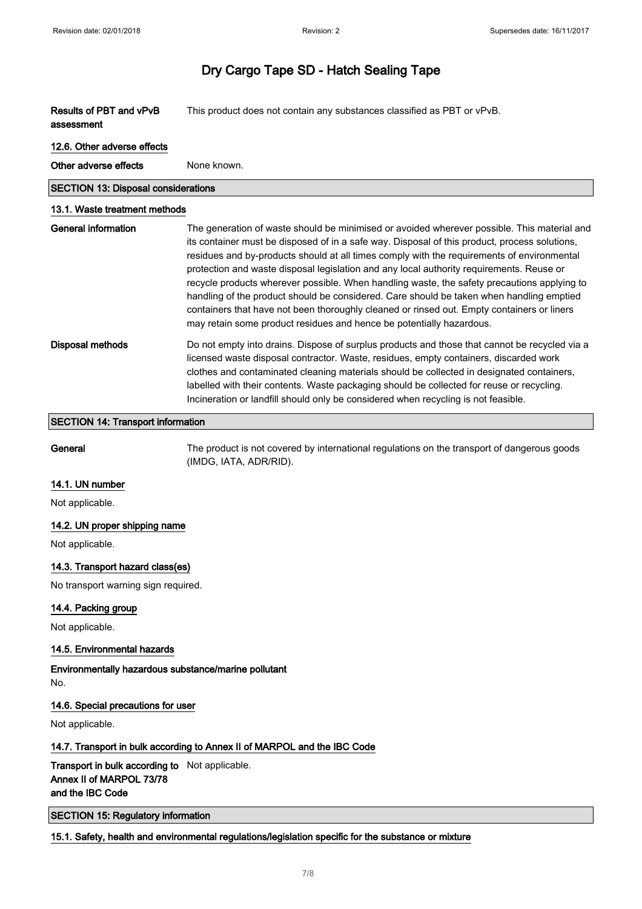| | |
|---|---|
| **Results of PBT and vPvB assessment** | This product does not contain any substances classified as PBT or vPvB. |

### 12.6. Other adverse effects

| | |
|---|---|
| **Other adverse effects** | None known. |

## SECTION 13: Disposal considerations

### 13.1. Waste treatment methods

| | |
|---|---|
| **General information** | The generation of waste should be minimised or avoided wherever possible. This material and its container must be disposed of in a safe way. Disposal of this product, process solutions, residues and by-products should at all times comply with the requirements of environmental protection and waste disposal legislation and any local authority requirements. Reuse or recycle products wherever possible. When handling waste, the safety precautions applying to handling of the product should be considered. Care should be taken when handling emptied containers that have not been thoroughly cleaned or rinsed out. Empty containers or liners may retain some product residues and hence be potentially hazardous. |
| **Disposal methods** | Do not empty into drains. Dispose of surplus products and those that cannot be recycled via a licensed waste disposal contractor. Waste, residues, empty containers, discarded work clothes and contaminated cleaning materials should be collected in designated containers, labelled with their contents. Waste packaging should be collected for reuse or recycling. Incineration or landfill should only be considered when recycling is not feasible. |

## SECTION 14: Transport information

| | |
|---|---|
| **General** | The product is not covered by international regulations on the transport of dangerous goods (IMDG, IATA, ADR/RID). |

### 14.1. UN number

Not applicable.

### 14.2. UN proper shipping name

Not applicable.

### 14.3. Transport hazard class(es)

No transport warning sign required.

### 14.4. Packing group

Not applicable.

### 14.5. Environmental hazards

**Environmentally hazardous substance/marine pollutant**

No.

### 14.6. Special precautions for user

Not applicable.

### 14.7. Transport in bulk according to Annex II of MARPOL and the IBC Code

| | |
|---|---|
| **Transport in bulk according to Annex II of MARPOL 73/78 and the IBC Code** | Not applicable. |

## SECTION 15: Regulatory information

### 15.1. Safety, health and environmental regulations/legislation specific for the substance or mixture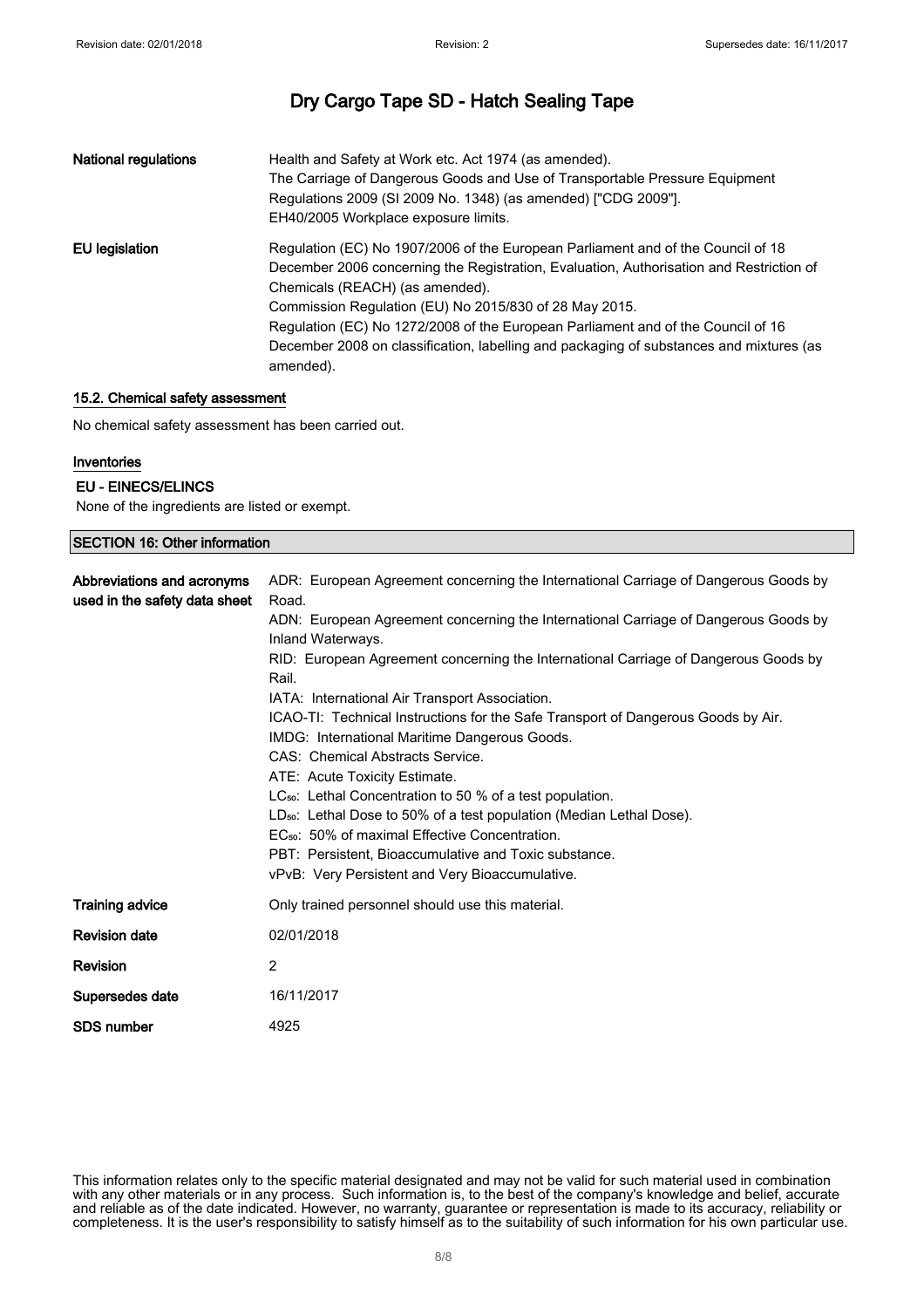| | |
|---|---|
| **National regulations** | Health and Safety at Work etc. Act 1974 (as amended).<br>The Carriage of Dangerous Goods and Use of Transportable Pressure Equipment Regulations 2009 (SI 2009 No. 1348) (as amended) ["CDG 2009"].<br>EH40/2005 Workplace exposure limits. |
| **EU legislation** | Regulation (EC) No 1907/2006 of the European Parliament and of the Council of 18 December 2006 concerning the Registration, Evaluation, Authorisation and Restriction of Chemicals (REACH) (as amended).<br>Commission Regulation (EU) No 2015/830 of 28 May 2015.<br>Regulation (EC) No 1272/2008 of the European Parliament and of the Council of 16 December 2008 on classification, labelling and packaging of substances and mixtures (as amended). |

### 15.2. Chemical safety assessment

No chemical safety assessment has been carried out.

#### Inventories

**EU - EINECS/ELINCS**

None of the ingredients are listed or exempt.

## SECTION 16: Other information

| | |
|---|---|
| **Abbreviations and acronyms used in the safety data sheet** | ADR: European Agreement concerning the International Carriage of Dangerous Goods by Road.<br>ADN: European Agreement concerning the International Carriage of Dangerous Goods by Inland Waterways.<br>RID: European Agreement concerning the International Carriage of Dangerous Goods by Rail.<br>IATA: International Air Transport Association.<br>ICAO-TI: Technical Instructions for the Safe Transport of Dangerous Goods by Air.<br>IMDG: International Maritime Dangerous Goods.<br>CAS: Chemical Abstracts Service.<br>ATE: Acute Toxicity Estimate.<br>$LC_{50}$: Lethal Concentration to 50 % of a test population.<br>$LD_{50}$: Lethal Dose to 50% of a test population (Median Lethal Dose).<br>$EC_{50}$: 50% of maximal Effective Concentration.<br>PBT: Persistent, Bioaccumulative and Toxic substance.<br>vPvB: Very Persistent and Very Bioaccumulative. |
| **Training advice** | Only trained personnel should use this material. |
| **Revision date** | 02/01/2018 |
| **Revision** | 2 |
| **Supersedes date** | 16/11/2017 |
| **SDS number** | 4925 |

This information relates only to the specific material designated and may not be valid for such material used in combination with any other materials or in any process. Such information is, to the best of the company's knowledge and belief, accurate and reliable as of the date indicated. However, no warranty, guarantee or representation is made to its accuracy, reliability or completeness. It is the user's responsibility to satisfy himself as to the suitability of such information for his own particular use.